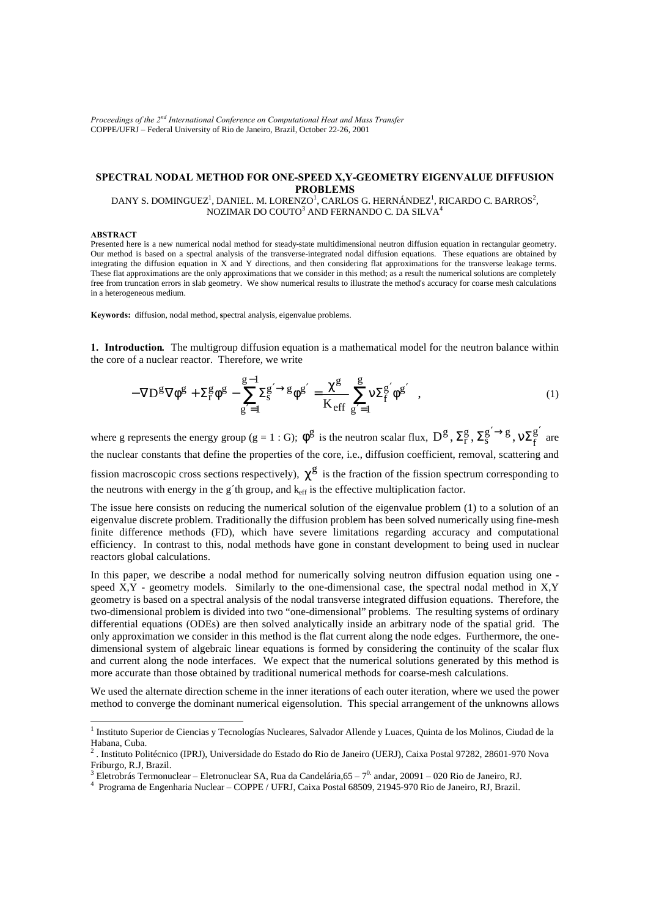*Proceedings of the 2nd International Conference on Computational Heat and Mass Transfer*
COPPE/UFRJ – Federal University of Rio de Janeiro, Brazil, October 22-26, 2001

# SPECTRAL NODAL METHOD FOR ONE-SPEED X,Y-GEOMETRY EIGENVALUE DIFFUSION PROBLEMS

DANY S. DOMINGUEZ[1], DANIEL. M. LORENZO[1], CARLOS G. HERNÁNDEZ[1], RICARDO C. BARROS[2], NOZIMAR DO COUTO[3] AND FERNANDO C. DA SILVA[4]

**ABSTRACT**

Presented here is a new numerical nodal method for steady-state multidimensional neutron diffusion equation in rectangular geometry. Our method is based on a spectral analysis of the transverse-integrated nodal diffusion equations. These equations are obtained by integrating the diffusion equation in X and Y directions, and then considering flat approximations for the transverse leakage terms. These flat approximations are the only approximations that we consider in this method; as a result the numerical solutions are completely free from truncation errors in slab geometry. We show numerical results to illustrate the method's accuracy for coarse mesh calculations in a heterogeneous medium.

**Keywords:** diffusion, nodal method, spectral analysis, eigenvalue problems.

**1. Introduction.** The multigroup diffusion equation is a mathematical model for the neutron balance within the core of a nuclear reactor. Therefore, we write

$$-\nabla D^g \nabla \phi^g + \Sigma_r^g \phi^g - \sum_{g'=1}^{g-1} \Sigma_s^{g' \to g} \phi^{g'} = \frac{\chi^g}{K_{eff}} \sum_{g'=1}^{g} \nu \Sigma_f^{g'} \phi^{g'} \quad , \tag{1}$$

where g represents the energy group (g = 1 : G); $\phi^g$ is the neutron scalar flux, $D^g, \Sigma_r^g, \Sigma_s^{g' \to g}, \nu\Sigma_f^{g'}$ are the nuclear constants that define the properties of the core, i.e., diffusion coefficient, removal, scattering and fission macroscopic cross sections respectively), $\chi^g$ is the fraction of the fission spectrum corresponding to the neutrons with energy in the g´th group, and $k_{eff}$ is the effective multiplication factor.

The issue here consists on reducing the numerical solution of the eigenvalue problem (1) to a solution of an eigenvalue discrete problem. Traditionally the diffusion problem has been solved numerically using fine-mesh finite difference methods (FD), which have severe limitations regarding accuracy and computational efficiency. In contrast to this, nodal methods have gone in constant development to being used in nuclear reactors global calculations.

In this paper, we describe a nodal method for numerically solving neutron diffusion equation using one - speed X,Y - geometry models. Similarly to the one-dimensional case, the spectral nodal method in X,Y geometry is based on a spectral analysis of the nodal transverse integrated diffusion equations. Therefore, the two-dimensional problem is divided into two "one-dimensional" problems. The resulting systems of ordinary differential equations (ODEs) are then solved analytically inside an arbitrary node of the spatial grid. The only approximation we consider in this method is the flat current along the node edges. Furthermore, the one-dimensional system of algebraic linear equations is formed by considering the continuity of the scalar flux and current along the node interfaces. We expect that the numerical solutions generated by this method is more accurate than those obtained by traditional numerical methods for coarse-mesh calculations.

We used the alternate direction scheme in the inner iterations of each outer iteration, where we used the power method to converge the dominant numerical eigensolution. This special arrangement of the unknowns allows

---

[1] Instituto Superior de Ciencias y Tecnologías Nucleares, Salvador Allende y Luaces, Quinta de los Molinos, Ciudad de la Habana, Cuba.

[2] . Instituto Politécnico (IPRJ), Universidade do Estado do Rio de Janeiro (UERJ), Caixa Postal 97282, 28601-970 Nova Friburgo, R.J, Brazil.

[3] Eletrobrás Termonuclear – Eletronuclear SA, Rua da Candelária,65 – 7º andar, 20091 – 020 Rio de Janeiro, RJ.

[4] Programa de Engenharia Nuclear – COPPE / UFRJ, Caixa Postal 68509, 21945-970 Rio de Janeiro, RJ, Brazil.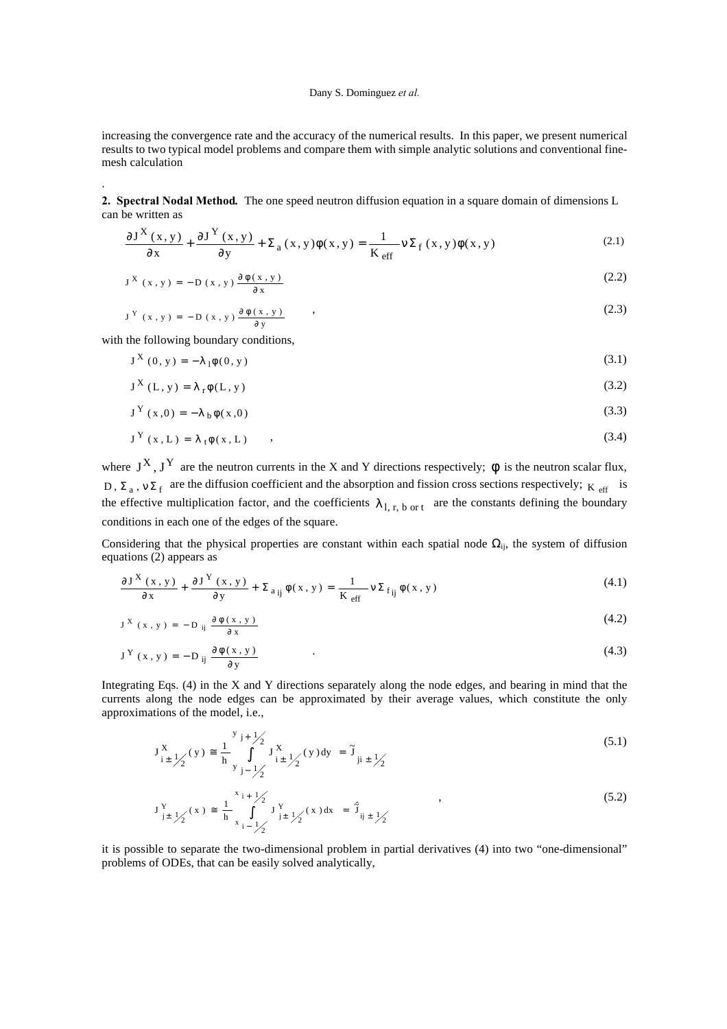increasing the convergence rate and the accuracy of the numerical results. In this paper, we present numerical results to two typical model problems and compare them with simple analytic solutions and conventional fine-mesh calculation

.

**2. Spectral Nodal Method.** The one speed neutron diffusion equation in a square domain of dimensions L can be written as

$$\frac{\partial J^X(x,y)}{\partial x} + \frac{\partial J^Y(x,y)}{\partial y} + \Sigma_a(x,y)\phi(x,y) = \frac{1}{K_{eff}}\nu\Sigma_f(x,y)\phi(x,y) \tag{2.1}$$

$$J^X(x,y) = -D(x,y)\frac{\partial\phi(x,y)}{\partial x} \tag{2.2}$$

$$J^Y(x,y) = -D(x,y)\frac{\partial\phi(x,y)}{\partial y} \quad , \tag{2.3}$$

with the following boundary conditions,

$$J^X(0,y) = -\lambda_l\phi(0,y) \tag{3.1}$$

$$J^X(L,y) = \lambda_r\phi(L,y) \tag{3.2}$$

$$J^Y(x,0) = -\lambda_b\phi(x,0) \tag{3.3}$$

$$J^Y(x,L) = \lambda_t\phi(x,L) \quad , \tag{3.4}$$

where $J^X, J^Y$ are the neutron currents in the X and Y directions respectively; $\phi$ is the neutron scalar flux, $D, \Sigma_a, \nu\Sigma_f$ are the diffusion coefficient and the absorption and fission cross sections respectively; $K_{eff}$ is the effective multiplication factor, and the coefficients $\lambda_{l,\,r,\,b\text{ or }t}$ are the constants defining the boundary conditions in each one of the edges of the square.

Considering that the physical properties are constant within each spatial node $\Omega_{ij}$, the system of diffusion equations (2) appears as

$$\frac{\partial J^X(x,y)}{\partial x} + \frac{\partial J^Y(x,y)}{\partial y} + \Sigma_{a\,ij}\phi(x,y) = \frac{1}{K_{eff}}\nu\Sigma_{f\,ij}\phi(x,y) \tag{4.1}$$

$$J^X(x,y) = -D_{ij}\frac{\partial\phi(x,y)}{\partial x} \tag{4.2}$$

$$J^Y(x,y) = -D_{ij}\frac{\partial\phi(x,y)}{\partial y} \quad . \tag{4.3}$$

Integrating Eqs. (4) in the X and Y directions separately along the node edges, and bearing in mind that the currents along the node edges can be approximated by their average values, which constitute the only approximations of the model, i.e.,

$$J^X_{i\pm 1/2}(y) \cong \frac{1}{h}\int_{y_{j-1/2}}^{y_{j+1/2}} J^X_{i\pm 1/2}(y)\,dy = \tilde{J}_{ji\pm 1/2} \tag{5.1}$$

$$J^Y_{j\pm 1/2}(x) \cong \frac{1}{h}\int_{x_{i-1/2}}^{x_{i+1/2}} J^Y_{j\pm 1/2}(x)\,dx = \hat{J}_{ij\pm 1/2} \quad , \tag{5.2}$$

it is possible to separate the two-dimensional problem in partial derivatives (4) into two "one-dimensional" problems of ODEs, that can be easily solved analytically,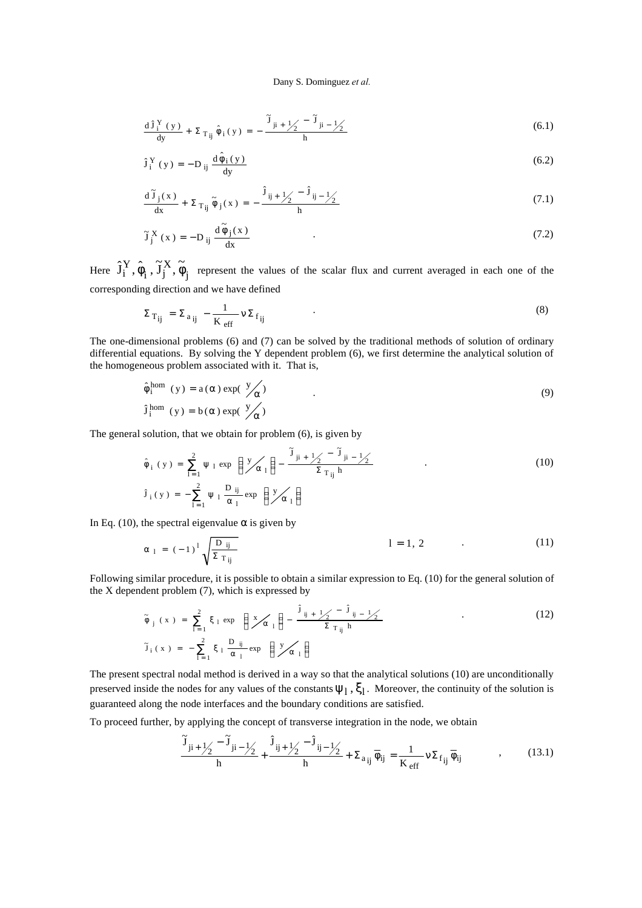$$\frac{d\hat{J}_i^{Y}(y)}{dy} + \Sigma_{T_{ij}}\hat{\phi}_i(y) = -\frac{\tilde{J}_{ji+1/2} - \tilde{J}_{ji-1/2}}{h} \tag{6.1}$$

$$\hat{J}_i^{Y}(y) = -D_{ij}\frac{d\hat{\phi}_i(y)}{dy} \tag{6.2}$$

$$\frac{d\tilde{J}_j(x)}{dx} + \Sigma_{T_{ij}}\tilde{\phi}_j(x) = -\frac{\hat{J}_{ij+1/2} - \hat{J}_{ij-1/2}}{h} \tag{7.1}$$

$$\tilde{J}_j^{X}(x) = -D_{ij}\frac{d\tilde{\phi}_j(x)}{dx} \tag{7.2}$$

Here $\hat{J}_i^Y, \hat{\phi}_i, \tilde{J}_j^X, \tilde{\phi}_j$ represent the values of the scalar flux and current averaged in each one of the corresponding direction and we have defined

$$\Sigma_{T_{ij}} = \Sigma_{a_{ij}} - \frac{1}{K_{eff}}\nu\Sigma_{f_{ij}} \tag{8}$$

The one-dimensional problems (6) and (7) can be solved by the traditional methods of solution of ordinary differential equations. By solving the Y dependent problem (6), we first determine the analytical solution of the homogeneous problem associated with it. That is,

$$\begin{aligned} \hat{\phi}_i^{hom}(y) &= a(\alpha)\exp(y/\alpha) \\ \hat{J}_i^{hom}(y) &= b(\alpha)\exp(y/\alpha) \end{aligned} \tag{9}$$

The general solution, that we obtain for problem (6), is given by

$$\begin{aligned} \hat{\phi}_i(y) &= \sum_{l=1}^{2}\psi_l \exp\left(y/\alpha_l\right) - \frac{\tilde{J}_{ji+1/2} - \tilde{J}_{ji-1/2}}{\Sigma_{T_{ij}}h} \\ \hat{J}_i(y) &= -\sum_{l=1}^{2}\psi_l \frac{D_{ij}}{\alpha_l}\exp\left(y/\alpha_l\right) \end{aligned} \tag{10}$$

In Eq. (10), the spectral eigenvalue $\alpha$ is given by

$$\alpha_l = (-1)^l\sqrt{\frac{D_{ij}}{\Sigma_{T_{ij}}}} \qquad l = 1, 2 \tag{11}$$

Following similar procedure, it is possible to obtain a similar expression to Eq. (10) for the general solution of the X dependent problem (7), which is expressed by

$$\begin{aligned} \tilde{\phi}_j(x) &= \sum_{l=1}^{2}\xi_l \exp\left(x/\alpha_l\right) - \frac{\hat{J}_{ij+1/2} - \hat{J}_{ij-1/2}}{\Sigma_{T_{ij}}h} \\ \tilde{J}_i(x) &= -\sum_{l=1}^{2}\xi_l \frac{D_{ij}}{\alpha_l}\exp\left(y/\alpha_l\right) \end{aligned} \tag{12}$$

The present spectral nodal method is derived in a way so that the analytical solutions (10) are unconditionally preserved inside the nodes for any values of the constants $\psi_l, \xi_l$. Moreover, the continuity of the solution is guaranteed along the node interfaces and the boundary conditions are satisfied.

To proceed further, by applying the concept of transverse integration in the node, we obtain

$$\frac{\tilde{J}_{ji+1/2} - \tilde{J}_{ji-1/2}}{h} + \frac{\hat{J}_{ij+1/2} - \hat{J}_{ij-1/2}}{h} + \Sigma_{a_{ij}}\overline{\phi}_{ij} = \frac{1}{K_{eff}}\nu\Sigma_{f_{ij}}\overline{\phi}_{ij} \tag{13.1}$$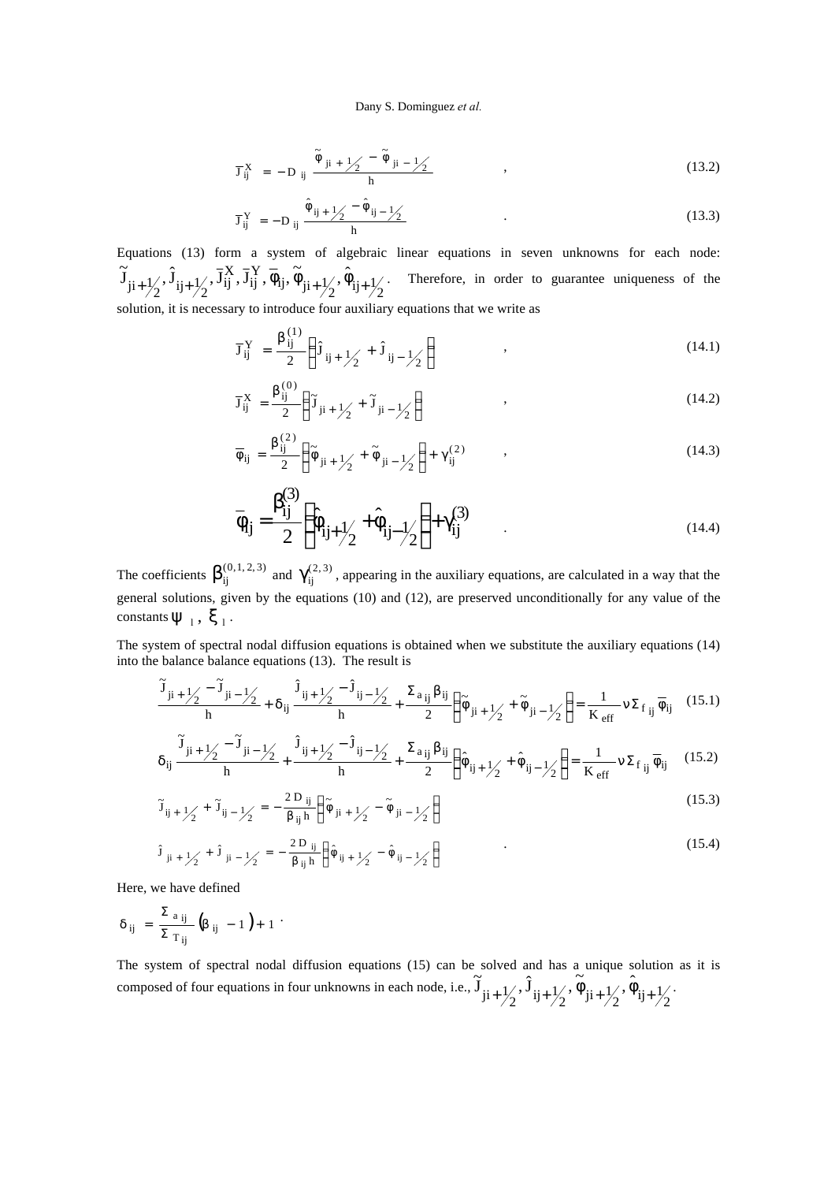$$\bar{J}_{ij}^{X} = -D_{ij}\frac{\tilde{\phi}_{ji+1/2} - \tilde{\phi}_{ji-1/2}}{h} \quad , \tag{13.2}$$

$$\bar{J}_{ij}^{Y} = -D_{ij}\frac{\hat{\phi}_{ij+1/2} - \hat{\phi}_{ij-1/2}}{h} \quad . \tag{13.3}$$

Equations (13) form a system of algebraic linear equations in seven unknowns for each node: $\tilde{J}_{ji+1/2}, \hat{J}_{ij+1/2}, \bar{J}_{ij}^{X}, \bar{J}_{ij}^{Y}, \bar{\phi}_{ij}, \tilde{\phi}_{ji+1/2}, \hat{\phi}_{ij+1/2}$. Therefore, in order to guarantee uniqueness of the solution, it is necessary to introduce four auxiliary equations that we write as

$$\bar{J}_{ij}^{Y} = \frac{\beta_{ij}^{(1)}}{2}\left(\hat{J}_{ij+1/2} + \hat{J}_{ij-1/2}\right) \quad , \tag{14.1}$$

$$\bar{J}_{ij}^{X} = \frac{\beta_{ij}^{(0)}}{2}\left(\tilde{J}_{ji+1/2} + \tilde{J}_{ji-1/2}\right) \quad , \tag{14.2}$$

$$\bar{\phi}_{ij} = \frac{\beta_{ij}^{(2)}}{2}\left(\tilde{\phi}_{ji+1/2} + \tilde{\phi}_{ji-1/2}\right) + \gamma_{ij}^{(2)} \quad , \tag{14.3}$$

$$\bar{\phi}_{ij} = \frac{\beta_{ij}^{(3)}}{2}\left(\hat{\phi}_{ij+1/2} + \hat{\phi}_{ij-1/2}\right) + \gamma_{ij}^{(3)} \quad . \tag{14.4}$$

The coefficients $\beta_{ij}^{(0,1,2,3)}$ and $\gamma_{ij}^{(2,3)}$, appearing in the auxiliary equations, are calculated in a way that the general solutions, given by the equations (10) and (12), are preserved unconditionally for any value of the constants $\psi_1$, $\xi_1$.

The system of spectral nodal diffusion equations is obtained when we substitute the auxiliary equations (14) into the balance balance equations (13). The result is

$$\frac{\tilde{J}_{ji+1/2} - \tilde{J}_{ji-1/2}}{h} + \delta_{ij}\frac{\hat{J}_{ij+1/2} - \hat{J}_{ij-1/2}}{h} + \frac{\Sigma_{a\,ij}\,\beta_{ij}}{2}\left(\tilde{\phi}_{ji+1/2} + \tilde{\phi}_{ji-1/2}\right) = \frac{1}{K_{eff}}\nu\Sigma_{f\,ij}\,\bar{\phi}_{ij} \tag{15.1}$$

$$\delta_{ij}\frac{\tilde{J}_{ji+1/2} - \tilde{J}_{ji-1/2}}{h} + \frac{\hat{J}_{ij+1/2} - \hat{J}_{ij-1/2}}{h} + \frac{\Sigma_{a\,ij}\,\beta_{ij}}{2}\left(\hat{\phi}_{ij+1/2} + \hat{\phi}_{ij-1/2}\right) = \frac{1}{K_{eff}}\nu\Sigma_{f\,ij}\,\bar{\phi}_{ij} \tag{15.2}$$

$$\tilde{J}_{ij+1/2} + \tilde{J}_{ij-1/2} = -\frac{2D_{ij}}{\beta_{ij}h}\left(\tilde{\phi}_{ji+1/2} - \tilde{\phi}_{ji-1/2}\right) \tag{15.3}$$

$$\hat{J}_{ji+1/2} + \hat{J}_{ji-1/2} = -\frac{2D_{ij}}{\beta_{ij}h}\left(\hat{\phi}_{ij+1/2} - \hat{\phi}_{ij-1/2}\right) \quad . \tag{15.4}$$

Here, we have defined

$$\delta_{ij} = \frac{\Sigma_{a\,ij}}{\Sigma_{T\,ij}}\left(\beta_{ij} - 1\right) + 1 \; .$$

The system of spectral nodal diffusion equations (15) can be solved and has a unique solution as it is composed of four equations in four unknowns in each node, i.e., $\tilde{J}_{ji+1/2}, \hat{J}_{ij+1/2}, \tilde{\phi}_{ji+1/2}, \hat{\phi}_{ij+1/2}$.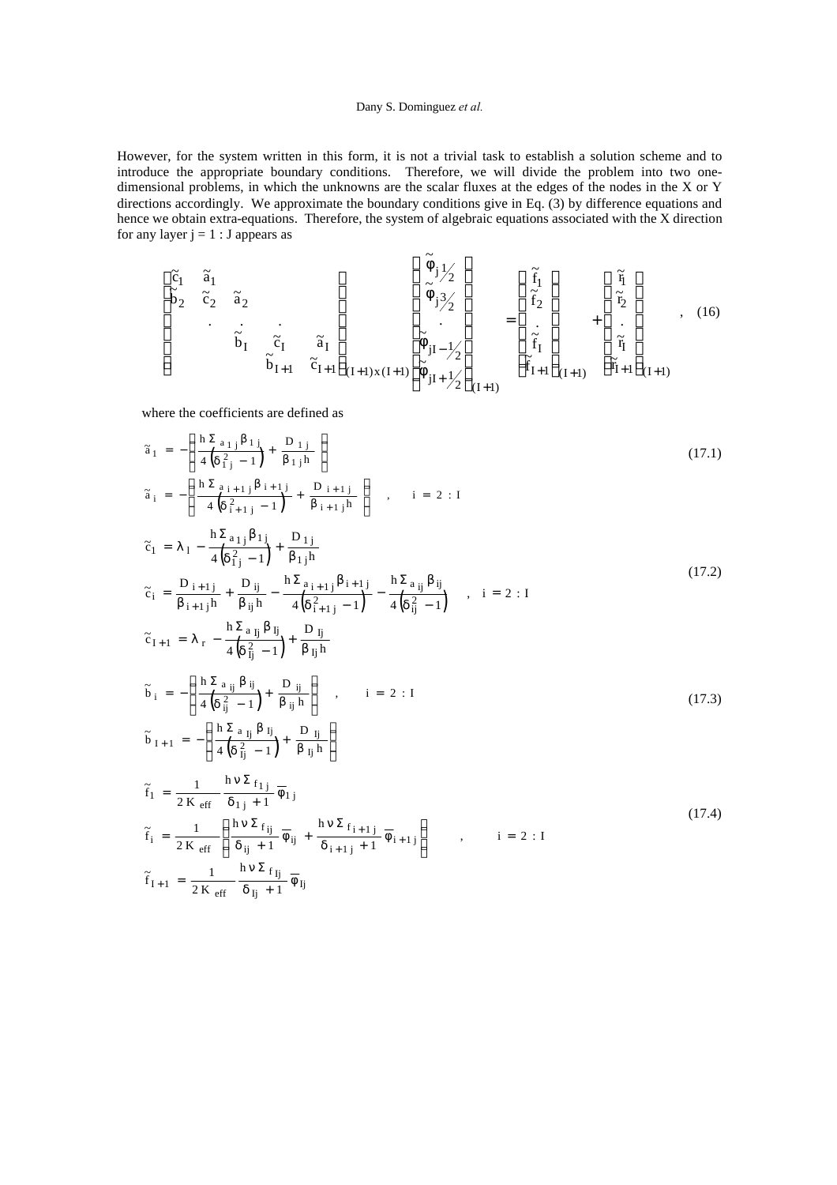However, for the system written in this form, it is not a trivial task to establish a solution scheme and to introduce the appropriate boundary conditions. Therefore, we will divide the problem into two one-dimensional problems, in which the unknowns are the scalar fluxes at the edges of the nodes in the X or Y directions accordingly. We approximate the boundary conditions give in Eq. (3) by difference equations and hence we obtain extra-equations. Therefore, the system of algebraic equations associated with the X direction for any layer j = 1 : J appears as

$$\begin{bmatrix} \tilde{c}_1 & \tilde{a}_1 & & & \\ \tilde{b}_2 & \tilde{c}_2 & \tilde{a}_2 & & \\ & . & . & . & \\ & & \tilde{b}_I & \tilde{c}_I & \tilde{a}_I \\ & & & \tilde{b}_{I+1} & \tilde{c}_{I+1} \end{bmatrix}_{(I+1)x(I+1)} \begin{bmatrix} \tilde{\varphi}_{j\,1/2} \\ \tilde{\varphi}_{j\,3/2} \\ . \\ \tilde{\varphi}_{jI-1/2} \\ \tilde{\varphi}_{jI+1/2} \end{bmatrix}_{(I+1)} = \begin{bmatrix} \tilde{f}_1 \\ \tilde{f}_2 \\ . \\ \tilde{f}_I \\ \tilde{f}_{I+1} \end{bmatrix}_{(I+1)} + \begin{bmatrix} \tilde{r}_1 \\ \tilde{r}_2 \\ . \\ \tilde{r}_I \\ \tilde{r}_{I+1} \end{bmatrix}_{(I+1)} , \quad (16)$$

where the coefficients are defined as

$$\tilde{a}_1 = -\left(\frac{h\,\Sigma_{a\,1\,j}\,\beta_{1\,j}}{4\left(\delta_{1\,j}^2 - 1\right)} + \frac{D_{1\,j}}{\beta_{1\,j}h}\right) \qquad (17.1)$$

$$\tilde{a}_i = -\left(\frac{h\,\Sigma_{a\,i+1\,j}\,\beta_{i+1\,j}}{4\left(\delta_{i+1\,j}^2 - 1\right)} + \frac{D_{i+1\,j}}{\beta_{i+1\,j}h}\right) , \quad i = 2 : I$$

$$\tilde{c}_1 = \lambda_l - \frac{h\,\Sigma_{a\,1\,j}\,\beta_{1\,j}}{4\left(\delta_{1\,j}^2 - 1\right)} + \frac{D_{1\,j}}{\beta_{1\,j}h}$$

$$\tilde{c}_i = \frac{D_{i+1\,j}}{\beta_{i+1\,j}h} + \frac{D_{ij}}{\beta_{ij}h} - \frac{h\,\Sigma_{a\,i+1\,j}\,\beta_{i+1\,j}}{4\left(\delta_{i+1\,j}^2 - 1\right)} - \frac{h\,\Sigma_{a\,ij}\,\beta_{ij}}{4\left(\delta_{ij}^2 - 1\right)} , \quad i = 2 : I \qquad (17.2)$$

$$\tilde{c}_{I+1} = \lambda_r - \frac{h\,\Sigma_{a\,Ij}\,\beta_{Ij}}{4\left(\delta_{Ij}^2 - 1\right)} + \frac{D_{Ij}}{\beta_{Ij}h}$$

$$\tilde{b}_i = -\left(\frac{h\,\Sigma_{a\,ij}\,\beta_{ij}}{4\left(\delta_{ij}^2 - 1\right)} + \frac{D_{ij}}{\beta_{ij}h}\right) , \quad i = 2 : I \qquad (17.3)$$

$$\tilde{b}_{I+1} = -\left(\frac{h\,\Sigma_{a\,Ij}\,\beta_{Ij}}{4\left(\delta_{Ij}^2 - 1\right)} + \frac{D_{Ij}}{\beta_{Ij}h}\right)$$

$$\tilde{f}_1 = \frac{1}{2\,K_{eff}}\,\frac{h\,\nu\,\Sigma_{f\,1\,j}}{\delta_{1\,j} + 1}\,\overline{\varphi}_{1\,j}$$

$$\tilde{f}_i = \frac{1}{2\,K_{eff}}\left(\frac{h\,\nu\,\Sigma_{f\,ij}}{\delta_{ij} + 1}\,\overline{\varphi}_{ij} + \frac{h\,\nu\,\Sigma_{f\,i+1\,j}}{\delta_{i+1\,j} + 1}\,\overline{\varphi}_{i+1\,j}\right) , \quad i = 2 : I \qquad (17.4)$$

$$\tilde{f}_{I+1} = \frac{1}{2\,K_{eff}}\,\frac{h\,\nu\,\Sigma_{f\,Ij}}{\delta_{Ij} + 1}\,\overline{\varphi}_{Ij}$$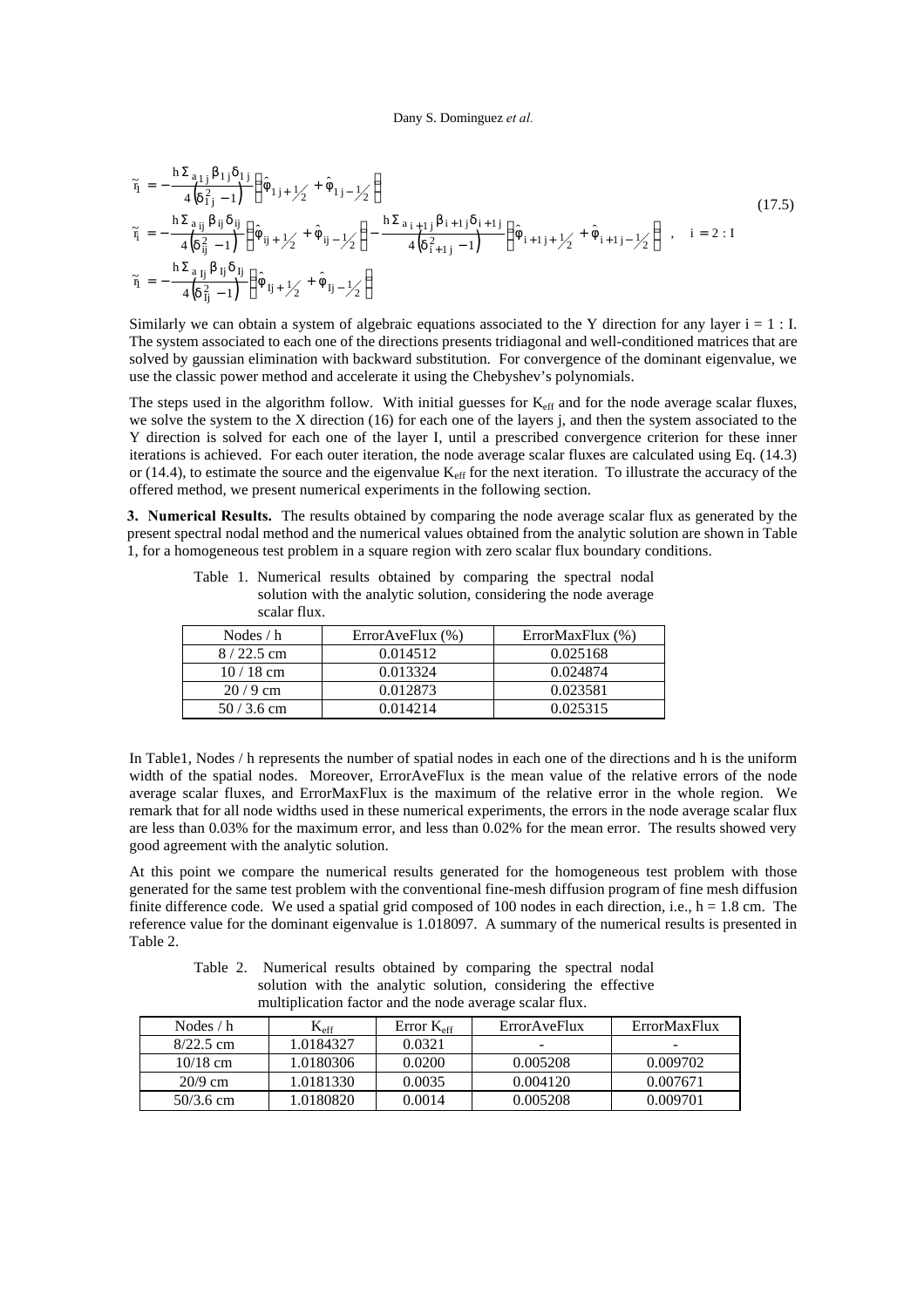$$
\begin{aligned}
\tilde{r}_1 &= -\frac{h\,\Sigma_{a_{1j}}\beta_{1j}\delta_{1j}}{4\left(\delta_{1j}^2 - 1\right)}\left(\hat{\phi}_{1j+\frac{1}{2}} + \hat{\phi}_{1j-\frac{1}{2}}\right) \\
\tilde{r}_i &= -\frac{h\,\Sigma_{a_{ij}}\beta_{ij}\delta_{ij}}{4\left(\delta_{ij}^2 - 1\right)}\left(\hat{\phi}_{ij+\frac{1}{2}} + \hat{\phi}_{ij-\frac{1}{2}}\right) - \frac{h\,\Sigma_{a_{i+1j}}\beta_{i+1j}\delta_{i+1j}}{4\left(\delta_{i+1j}^2 - 1\right)}\left(\hat{\phi}_{i+1j+\frac{1}{2}} + \hat{\phi}_{i+1j-\frac{1}{2}}\right) \quad , \quad i = 2:I \\
\tilde{r}_I &= -\frac{h\,\Sigma_{a_{Ij}}\beta_{Ij}\delta_{Ij}}{4\left(\delta_{Ij}^2 - 1\right)}\left(\hat{\phi}_{Ij+\frac{1}{2}} + \hat{\phi}_{Ij-\frac{1}{2}}\right)
\end{aligned}
\tag{17.5}
$$

Similarly we can obtain a system of algebraic equations associated to the Y direction for any layer $i = 1 : I$. The system associated to each one of the directions presents tridiagonal and well-conditioned matrices that are solved by gaussian elimination with backward substitution. For convergence of the dominant eigenvalue, we use the classic power method and accelerate it using the Chebyshev's polynomials.

The steps used in the algorithm follow. With initial guesses for $K_{eff}$ and for the node average scalar fluxes, we solve the system to the X direction (16) for each one of the layers j, and then the system associated to the Y direction is solved for each one of the layer I, until a prescribed convergence criterion for these inner iterations is achieved. For each outer iteration, the node average scalar fluxes are calculated using Eq. (14.3) or (14.4), to estimate the source and the eigenvalue $K_{eff}$ for the next iteration. To illustrate the accuracy of the offered method, we present numerical experiments in the following section.

**3. Numerical Results.** The results obtained by comparing the node average scalar flux as generated by the present spectral nodal method and the numerical values obtained from the analytic solution are shown in Table 1, for a homogeneous test problem in a square region with zero scalar flux boundary conditions.

Table 1. Numerical results obtained by comparing the spectral nodal solution with the analytic solution, considering the node average scalar flux.

| Nodes / h | ErrorAveFlux (%) | ErrorMaxFlux (%) |
|---|---|---|
| 8 / 22.5 cm | 0.014512 | 0.025168 |
| 10 / 18 cm | 0.013324 | 0.024874 |
| 20 / 9 cm | 0.012873 | 0.023581 |
| 50 / 3.6 cm | 0.014214 | 0.025315 |

In Table1, Nodes / h represents the number of spatial nodes in each one of the directions and h is the uniform width of the spatial nodes. Moreover, ErrorAveFlux is the mean value of the relative errors of the node average scalar fluxes, and ErrorMaxFlux is the maximum of the relative error in the whole region. We remark that for all node widths used in these numerical experiments, the errors in the node average scalar flux are less than 0.03% for the maximum error, and less than 0.02% for the mean error. The results showed very good agreement with the analytic solution.

At this point we compare the numerical results generated for the homogeneous test problem with those generated for the same test problem with the conventional fine-mesh diffusion program of fine mesh diffusion finite difference code. We used a spatial grid composed of 100 nodes in each direction, i.e., h = 1.8 cm. The reference value for the dominant eigenvalue is 1.018097. A summary of the numerical results is presented in Table 2.

Table 2. Numerical results obtained by comparing the spectral nodal solution with the analytic solution, considering the effective multiplication factor and the node average scalar flux.

| Nodes / h | $K_{eff}$ | Error $K_{eff}$ | ErrorAveFlux | ErrorMaxFlux |
|---|---|---|---|---|
| 8/22.5 cm | 1.0184327 | 0.0321 | - | - |
| 10/18 cm | 1.0180306 | 0.0200 | 0.005208 | 0.009702 |
| 20/9 cm | 1.0181330 | 0.0035 | 0.004120 | 0.007671 |
| 50/3.6 cm | 1.0180820 | 0.0014 | 0.005208 | 0.009701 |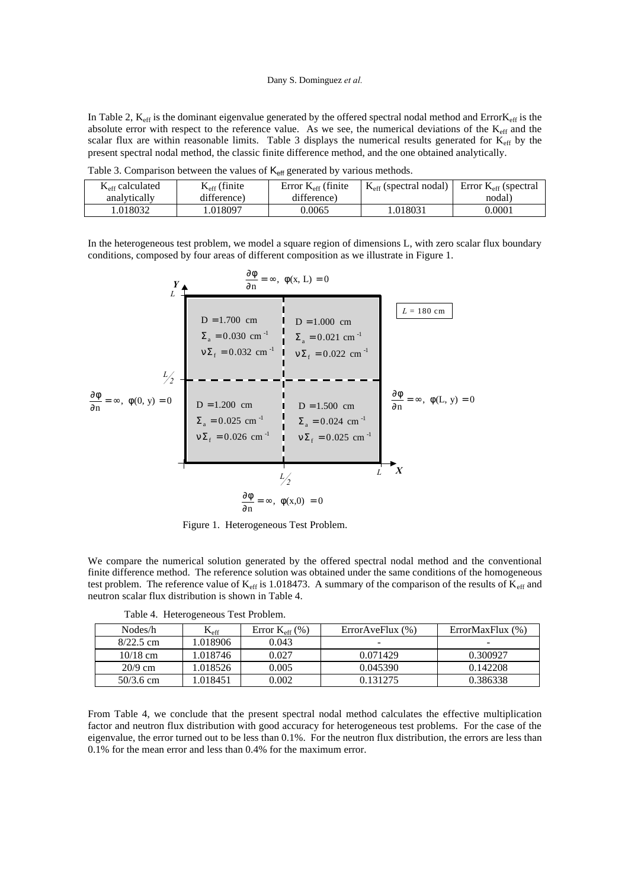In Table 2, $K_{eff}$ is the dominant eigenvalue generated by the offered spectral nodal method and Error$K_{eff}$ is the absolute error with respect to the reference value. As we see, the numerical deviations of the $K_{eff}$ and the scalar flux are within reasonable limits. Table 3 displays the numerical results generated for $K_{eff}$ by the present spectral nodal method, the classic finite difference method, and the one obtained analytically.

Table 3. Comparison between the values of $K_{eff}$ generated by various methods.

| $K_{eff}$ calculated analytically | $K_{eff}$ (finite difference) | Error $K_{eff}$ (finite difference) | $K_{eff}$ (spectral nodal) | Error $K_{eff}$ (spectral nodal) |
|---|---|---|---|---|
| 1.018032 | 1.018097 | 0.0065 | 1.018031 | 0.0001 |

In the heterogeneous test problem, we model a square region of dimensions L, with zero scalar flux boundary conditions, composed by four areas of different composition as we illustrate in Figure 1.

Top boundary: $\frac{\partial \phi}{\partial n} = \infty,\ \phi(x, L) = 0$

Left boundary: $\frac{\partial \phi}{\partial n} = \infty,\ \phi(0, y) = 0$

Right boundary: $\frac{\partial \phi}{\partial n} = \infty,\ \phi(L, y) = 0$

Bottom boundary: $\frac{\partial \phi}{\partial n} = \infty,\ \phi(x,0) = 0$

$L = 180$ cm

| Region | $D$ | $\Sigma_a$ | $\nu\Sigma_f$ |
|---|---|---|---|
| Upper left ($0 \le x \le L/2$, $L/2 \le y \le L$) | $D = 1.700$ cm | $\Sigma_a = 0.030$ cm$^{-1}$ | $\nu\Sigma_f = 0.032$ cm$^{-1}$ |
| Upper right ($L/2 \le x \le L$, $L/2 \le y \le L$) | $D = 1.000$ cm | $\Sigma_a = 0.021$ cm$^{-1}$ | $\nu\Sigma_f = 0.022$ cm$^{-1}$ |
| Lower left ($0 \le x \le L/2$, $0 \le y \le L/2$) | $D = 1.200$ cm | $\Sigma_a = 0.025$ cm$^{-1}$ | $\nu\Sigma_f = 0.026$ cm$^{-1}$ |
| Lower right ($L/2 \le x \le L$, $0 \le y \le L/2$) | $D = 1.500$ cm | $\Sigma_a = 0.024$ cm$^{-1}$ | $\nu\Sigma_f = 0.025$ cm$^{-1}$ |

Figure 1. Heterogeneous Test Problem.

We compare the numerical solution generated by the offered spectral nodal method and the conventional finite difference method. The reference solution was obtained under the same conditions of the homogeneous test problem. The reference value of $K_{eff}$ is 1.018473. A summary of the comparison of the results of $K_{eff}$ and neutron scalar flux distribution is shown in Table 4.

Table 4. Heterogeneous Test Problem.

| Nodes/h | $K_{eff}$ | Error $K_{eff}$ (%) | ErrorAveFlux (%) | ErrorMaxFlux (%) |
|---|---|---|---|---|
| 8/22.5 cm | 1.018906 | 0.043 | - | - |
| 10/18 cm | 1.018746 | 0.027 | 0.071429 | 0.300927 |
| 20/9 cm | 1.018526 | 0.005 | 0.045390 | 0.142208 |
| 50/3.6 cm | 1.018451 | 0.002 | 0.131275 | 0.386338 |

From Table 4, we conclude that the present spectral nodal method calculates the effective multiplication factor and neutron flux distribution with good accuracy for heterogeneous test problems. For the case of the eigenvalue, the error turned out to be less than 0.1%. For the neutron flux distribution, the errors are less than 0.1% for the mean error and less than 0.4% for the maximum error.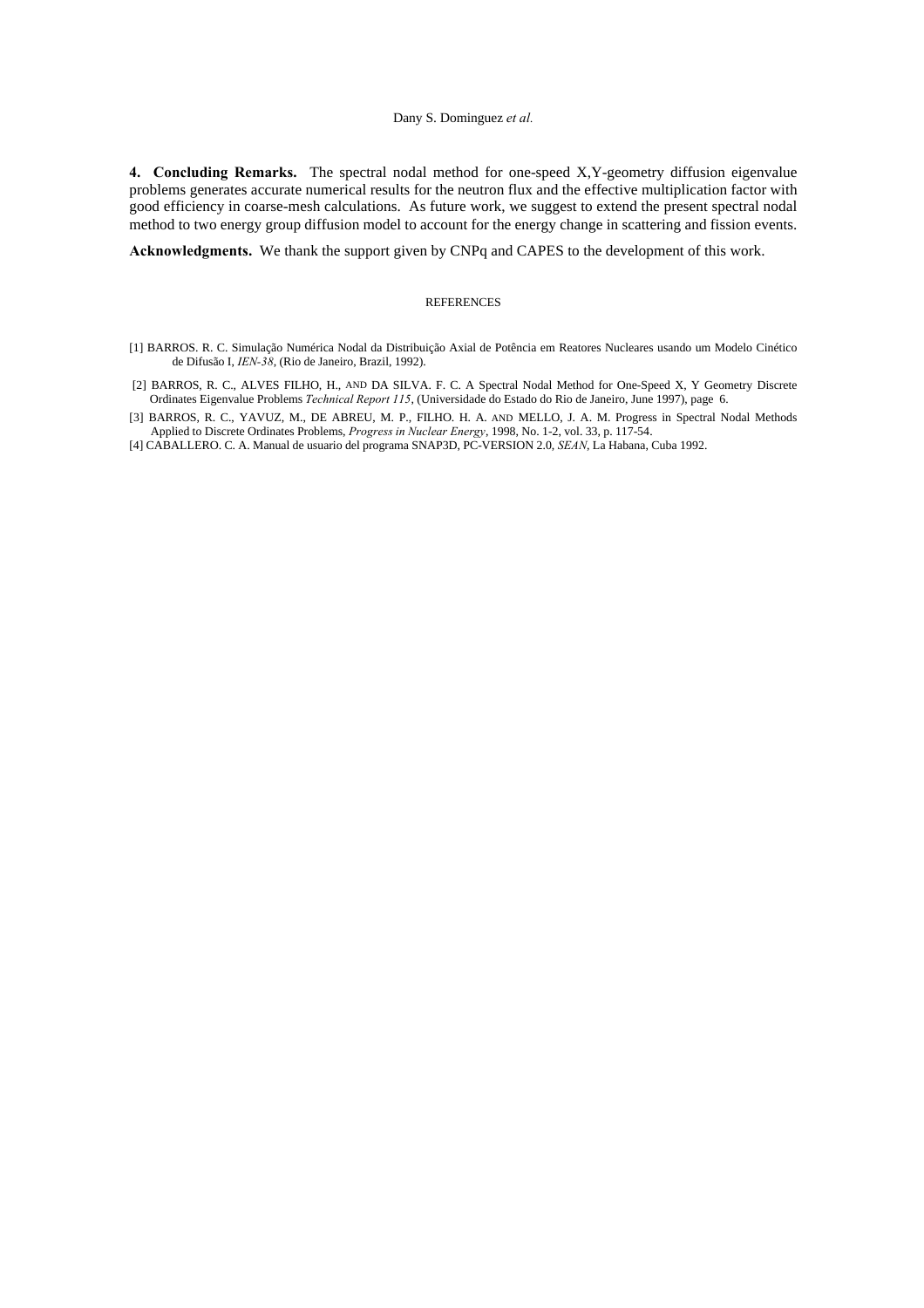**4. Concluding Remarks.** The spectral nodal method for one-speed X,Y-geometry diffusion eigenvalue problems generates accurate numerical results for the neutron flux and the effective multiplication factor with good efficiency in coarse-mesh calculations. As future work, we suggest to extend the present spectral nodal method to two energy group diffusion model to account for the energy change in scattering and fission events.

**Acknowledgments.** We thank the support given by CNPq and CAPES to the development of this work.

REFERENCES

[1] BARROS. R. C. Simulação Numérica Nodal da Distribuição Axial de Potência em Reatores Nucleares usando um Modelo Cinético de Difusão I, *IEN-38*, (Rio de Janeiro, Brazil, 1992).

[2] BARROS, R. C., ALVES FILHO, H., AND DA SILVA. F. C. A Spectral Nodal Method for One-Speed X, Y Geometry Discrete Ordinates Eigenvalue Problems *Technical Report 115*, (Universidade do Estado do Rio de Janeiro, June 1997), page 6.

[3] BARROS, R. C., YAVUZ, M., DE ABREU, M. P., FILHO. H. A. AND MELLO, J. A. M. Progress in Spectral Nodal Methods Applied to Discrete Ordinates Problems, *Progress in Nuclear Energy*, 1998, No. 1-2, vol. 33, p. 117-54.

[4] CABALLERO. C. A. Manual de usuario del programa SNAP3D, PC-VERSION 2.0, *SEAN*, La Habana, Cuba 1992.